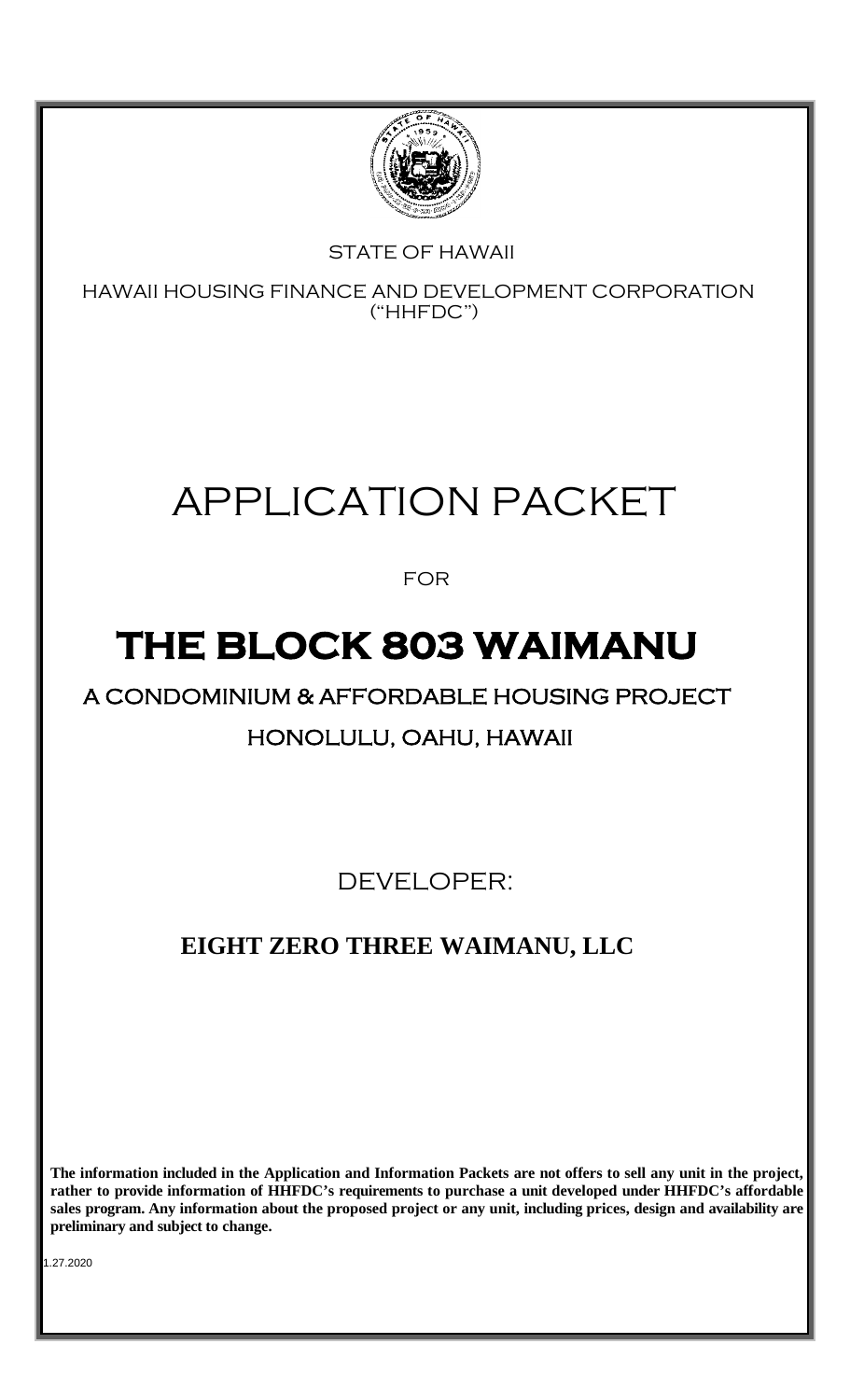STATE OF HAWAII

HAWAII HOUSING FINANCE AND DEVELOPMENT CORPORATION ("HHFDC")

# APPLICATION PACKET

FOR

# THE BLOCK 803 WAIMANU

## A CONDOMINIUM & AFFORDABLE HOUSING PROJECT

## HONOLULU, OAHU, HAWAII

DEVELOPER:

**EIGHT ZERO THREE WAIMANU, LLC**

**The information included in the Application and Information Packets are not offers to sell any unit in the project, rather to provide information of HHFDC's requirements to purchase a unit developed under HHFDC's affordable sales program. Any information about the proposed project or any unit, including prices, design and availability are preliminary and subject to change.**

1.27.2020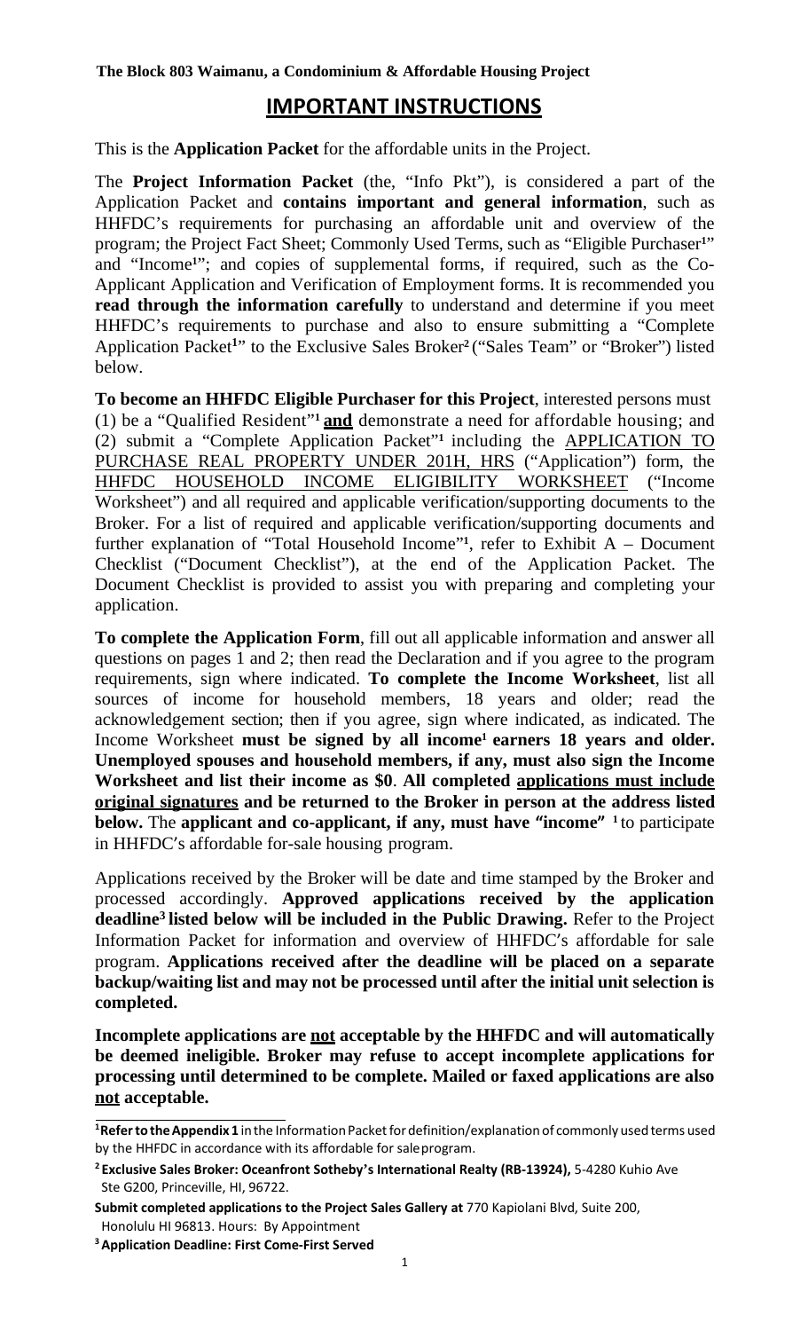**The Block 803 Waimanu, a Condominium & Affordable Housing Project**

# IMPORTANT INSTRUCTIONS

This is the **Application Packet** for the affordable units in the Project.

The **Project Information Packet** (the, "Info Pkt"), is considered a part of the Application Packet and **contains important and general information**, such as HHFDC's requirements for purchasing an affordable unit and overview of the program; the Project Fact Sheet; Commonly Used Terms, such as "Eligible Purchaser[1]" and "Income[1]"; and copies of supplemental forms, if required, such as the Co-Applicant Application and Verification of Employment forms. It is recommended you **read through the information carefully** to understand and determine if you meet HHFDC's requirements to purchase and also to ensure submitting a "Complete Application Packet[1]" to the Exclusive Sales Broker[2] ("Sales Team" or "Broker") listed below.

**To become an HHFDC Eligible Purchaser for this Project**, interested persons must (1) be a "Qualified Resident"[1] **and** demonstrate a need for affordable housing; and (2) submit a "Complete Application Packet"[1] including the APPLICATION TO PURCHASE REAL PROPERTY UNDER 201H, HRS ("Application") form, the HHFDC HOUSEHOLD INCOME ELIGIBILITY WORKSHEET ("Income Worksheet") and all required and applicable verification/supporting documents to the Broker. For a list of required and applicable verification/supporting documents and further explanation of "Total Household Income"[1], refer to Exhibit A – Document Checklist ("Document Checklist"), at the end of the Application Packet. The Document Checklist is provided to assist you with preparing and completing your application.

**To complete the Application Form**, fill out all applicable information and answer all questions on pages 1 and 2; then read the Declaration and if you agree to the program requirements, sign where indicated. **To complete the Income Worksheet**, list all sources of income for household members, 18 years and older; read the acknowledgement section; then if you agree, sign where indicated, as indicated. The Income Worksheet **must be signed by all income[1] earners 18 years and older. Unemployed spouses and household members, if any, must also sign the Income Worksheet and list their income as $0**. **All completed applications must include original signatures and be returned to the Broker in person at the address listed below.** The **applicant and co-applicant, if any, must have "income" [1]** to participate in HHFDC's affordable for-sale housing program.

Applications received by the Broker will be date and time stamped by the Broker and processed accordingly. **Approved applications received by the application deadline[3] listed below will be included in the Public Drawing.** Refer to the Project Information Packet for information and overview of HHFDC's affordable for sale program. **Applications received after the deadline will be placed on a separate backup/waiting list and may not be processed until after the initial unit selection is completed.**

**Incomplete applications are not acceptable by the HHFDC and will automatically be deemed ineligible. Broker may refuse to accept incomplete applications for processing until determined to be complete. Mailed or faxed applications are also not acceptable.**

---

[1] **Refer to the Appendix 1** in the Information Packet for definition/explanation of commonly used terms used by the HHFDC in accordance with its affordable for sale program.

[2] **Exclusive Sales Broker: Oceanfront Sotheby's International Realty (RB-13924),** 5-4280 Kuhio Ave Ste G200, Princeville, HI, 96722.

**Submit completed applications to the Project Sales Gallery at** 770 Kapiolani Blvd, Suite 200, Honolulu HI 96813. Hours: By Appointment

[3] **Application Deadline: First Come-First Served**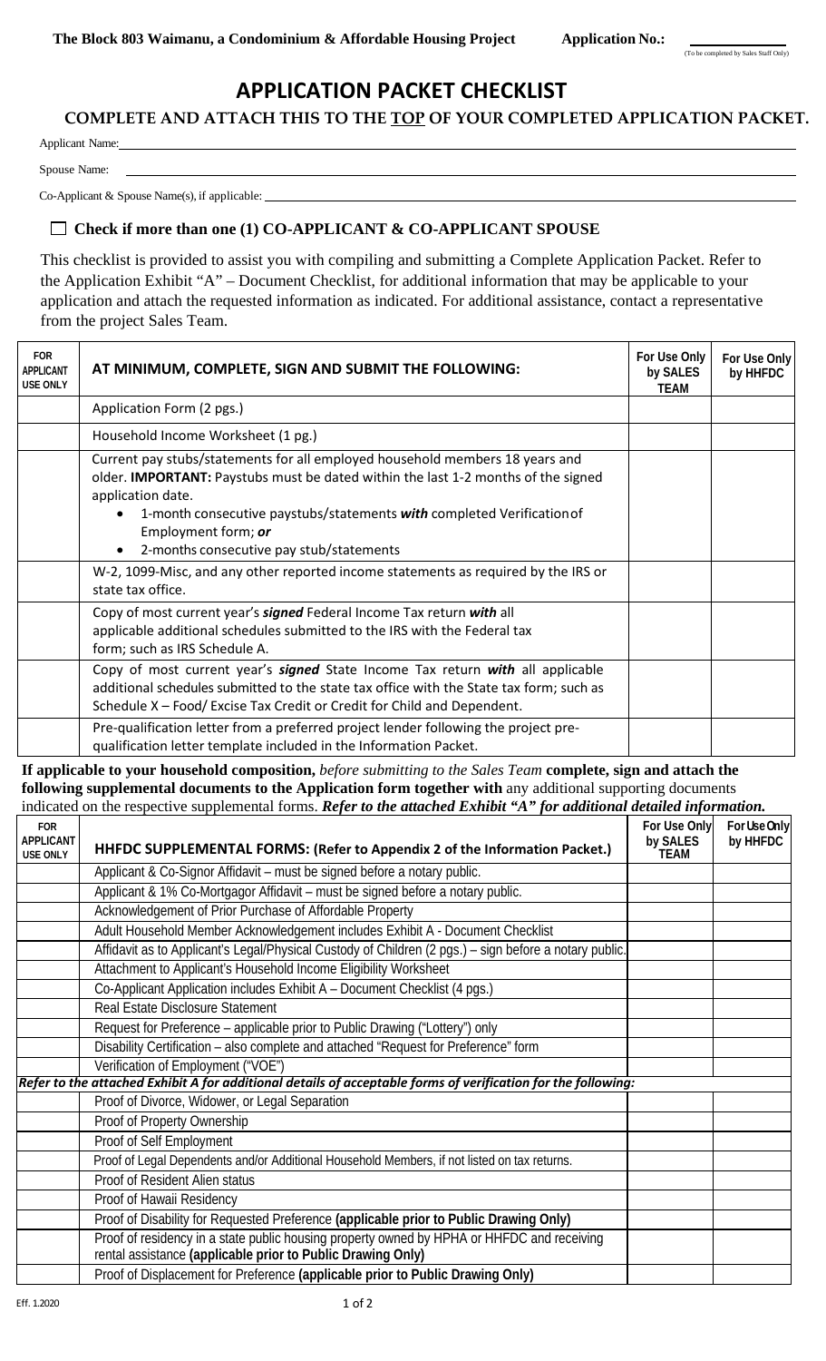**The Block 803 Waimanu, a Condominium & Affordable Housing Project** **Application No.:** ________ (To be completed by Sales Staff Only)

# APPLICATION PACKET CHECKLIST

## COMPLETE AND ATTACH THIS TO THE TOP OF YOUR COMPLETED APPLICATION PACKET.

Applicant Name: ______________________________

Spouse Name: ______________________________

Co-Applicant & Spouse Name(s), if applicable: ______________________________

☐ **Check if more than one (1) CO-APPLICANT & CO-APPLICANT SPOUSE**

This checklist is provided to assist you with compiling and submitting a Complete Application Packet. Refer to the Application Exhibit "A" – Document Checklist, for additional information that may be applicable to your application and attach the requested information as indicated. For additional assistance, contact a representative from the project Sales Team.

| FOR APPLICANT USE ONLY | AT MINIMUM, COMPLETE, SIGN AND SUBMIT THE FOLLOWING: | For Use Only by SALES TEAM | For Use Only by HHFDC |
|---|---|---|---|
| | Application Form (2 pgs.) | | |
| | Household Income Worksheet (1 pg.) | | |
| | Current pay stubs/statements for all employed household members 18 years and older. **IMPORTANT:** Paystubs must be dated within the last 1-2 months of the signed application date.<br>• 1-month consecutive paystubs/statements ***with*** completed Verification of Employment form; ***or***<br>• 2-months consecutive pay stub/statements | | |
| | W-2, 1099-Misc, and any other reported income statements as required by the IRS or state tax office. | | |
| | Copy of most current year's ***signed*** Federal Income Tax return ***with*** all applicable additional schedules submitted to the IRS with the Federal tax form; such as IRS Schedule A. | | |
| | Copy of most current year's ***signed*** State Income Tax return ***with*** all applicable additional schedules submitted to the state tax office with the State tax form; such as Schedule X – Food/ Excise Tax Credit or Credit for Child and Dependent. | | |
| | Pre-qualification letter from a preferred project lender following the project pre-qualification letter template included in the Information Packet. | | |

**If applicable to your household composition,** *before submitting to the Sales Team* **complete, sign and attach the following supplemental documents to the Application form together with** any additional supporting documents indicated on the respective supplemental forms. ***Refer to the attached Exhibit "A" for additional detailed information.***

| FOR APPLICANT USE ONLY | HHFDC SUPPLEMENTAL FORMS: (Refer to Appendix 2 of the Information Packet.) | For Use Only by SALES TEAM | For Use Only by HHFDC |
|---|---|---|---|
| | Applicant & Co-Signor Affidavit – must be signed before a notary public. | | |
| | Applicant & 1% Co-Mortgagor Affidavit – must be signed before a notary public. | | |
| | Acknowledgement of Prior Purchase of Affordable Property | | |
| | Adult Household Member Acknowledgement includes Exhibit A - Document Checklist | | |
| | Affidavit as to Applicant's Legal/Physical Custody of Children (2 pgs.) – sign before a notary public. | | |
| | Attachment to Applicant's Household Income Eligibility Worksheet | | |
| | Co-Applicant Application includes Exhibit A – Document Checklist (4 pgs.) | | |
| | Real Estate Disclosure Statement | | |
| | Request for Preference – applicable prior to Public Drawing ("Lottery") only | | |
| | Disability Certification – also complete and attached "Request for Preference" form | | |
| | Verification of Employment ("VOE") | | |
| ***Refer to the attached Exhibit A for additional details of acceptable forms of verification for the following:*** | | | |
| | Proof of Divorce, Widower, or Legal Separation | | |
| | Proof of Property Ownership | | |
| | Proof of Self Employment | | |
| | Proof of Legal Dependents and/or Additional Household Members, if not listed on tax returns. | | |
| | Proof of Resident Alien status | | |
| | Proof of Hawaii Residency | | |
| | Proof of Disability for Requested Preference **(applicable prior to Public Drawing Only)** | | |
| | Proof of residency in a state public housing property owned by HPHA or HHFDC and receiving rental assistance **(applicable prior to Public Drawing Only)** | | |
| | Proof of Displacement for Preference **(applicable prior to Public Drawing Only)** | | |

Eff. 1.2020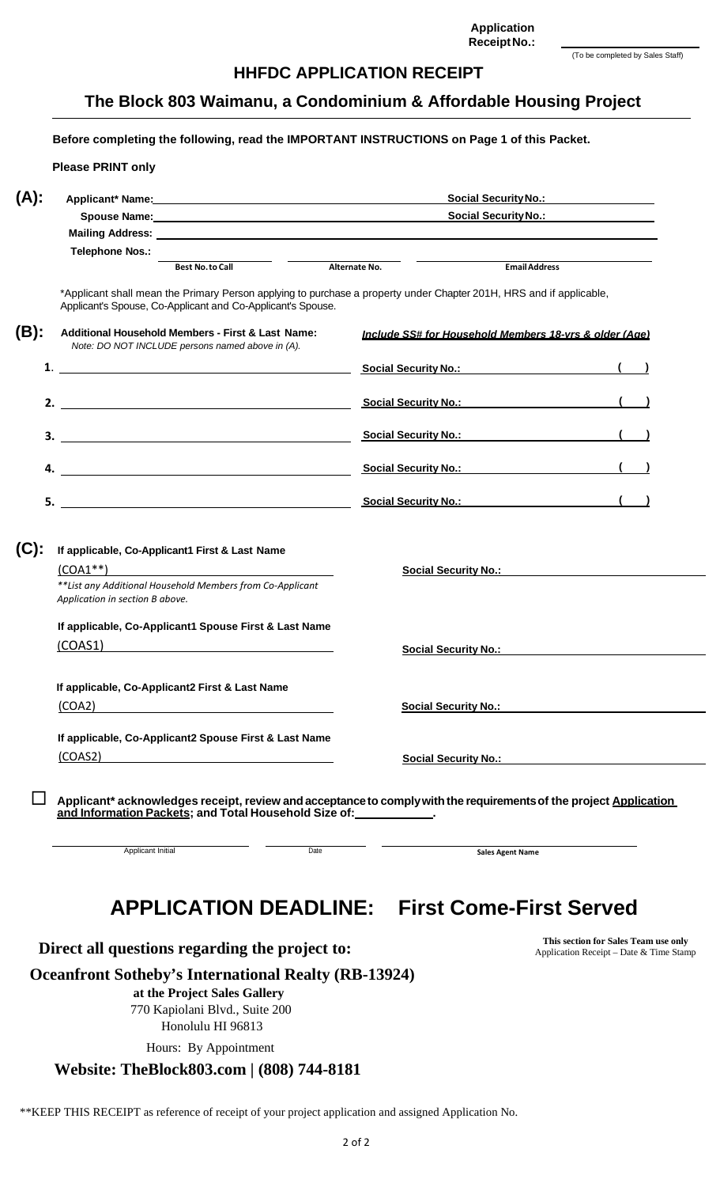**Application Receipt No.:** ____________________
(To be completed by Sales Staff)

# HHFDC APPLICATION RECEIPT

## The Block 803 Waimanu, a Condominium & Affordable Housing Project

**Before completing the following, read the IMPORTANT INSTRUCTIONS on Page 1 of this Packet.**

**Please PRINT only**

**(A):**

**Applicant\* Name:** ____________________ **Social Security No.:** ____________________

**Spouse Name:** ____________________ **Social Security No.:** ____________________

**Mailing Address:** ____________________

**Telephone Nos.:** ____________________ ____________________ ____________________

**Best No. to Call** — **Alternate No.** — **Email Address**

\*Applicant shall mean the Primary Person applying to purchase a property under Chapter 201H, HRS and if applicable, Applicant's Spouse, Co-Applicant and Co-Applicant's Spouse.

**(B):**

**Additional Household Members - First & Last Name:**
*Note: DO NOT INCLUDE persons named above in (A).*

***Include SS# for Household Members 18-yrs & older (Age)***

1. ____________________ **Social Security No.:** ____________________ ( )
2. ____________________ **Social Security No.:** ____________________ ( )
3. ____________________ **Social Security No.:** ____________________ ( )
4. ____________________ **Social Security No.:** ____________________ ( )
5. ____________________ **Social Security No.:** ____________________ ( )

**(C):**

**If applicable, Co-Applicant1 First & Last Name**
(COA1\*\*) ____________________ **Social Security No.:** ____________________

*\*\*List any Additional Household Members from Co-Applicant Application in section B above.*

**If applicable, Co-Applicant1 Spouse First & Last Name**
(COAS1) ____________________ **Social Security No.:** ____________________

**If applicable, Co-Applicant2 First & Last Name**
(COA2) ____________________ **Social Security No.:** ____________________

**If applicable, Co-Applicant2 Spouse First & Last Name**
(COAS2) ____________________ **Social Security No.:** ____________________

☐ **Applicant\* acknowledges receipt, review and acceptance to comply with the requirements of the project Application and Information Packets; and Total Household Size of:** ____________.

____________________ ____________________ ____________________
Applicant Initial — Date — **Sales Agent Name**

# APPLICATION DEADLINE: First Come-First Served

**Direct all questions regarding the project to:**

**Oceanfront Sotheby's International Realty (RB-13924)**

**at the Project Sales Gallery**

770 Kapiolani Blvd., Suite 200

Honolulu HI 96813

Hours: By Appointment

**Website: TheBlock803.com | (808) 744-8181**

**This section for Sales Team use only**
Application Receipt – Date & Time Stamp

\*\*KEEP THIS RECEIPT as reference of receipt of your project application and assigned Application No.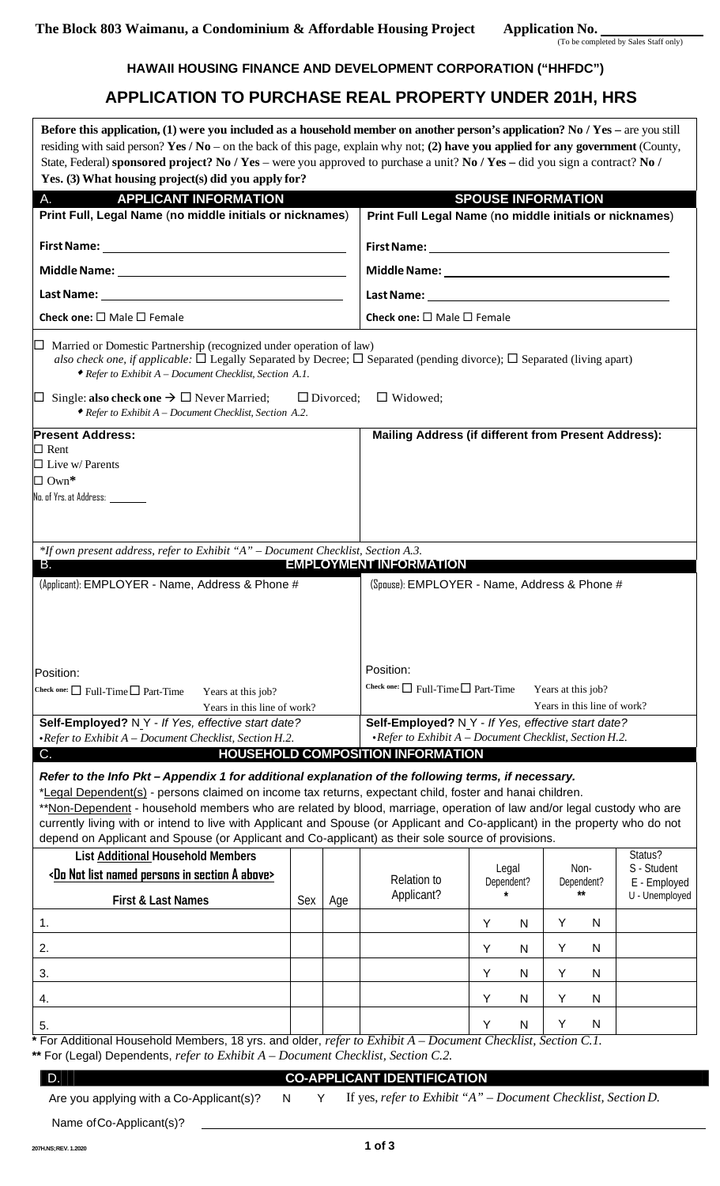**The Block 803 Waimanu, a Condominium & Affordable Housing Project** **Application No.** ____________
(To be completed by Sales Staff only)

## HAWAII HOUSING FINANCE AND DEVELOPMENT CORPORATION ("HHFDC")

# APPLICATION TO PURCHASE REAL PROPERTY UNDER 201H, HRS

**Before this application, (1) were you included as a household member on another person's application? No / Yes –** are you still residing with said person? **Yes / No** – on the back of this page, explain why not; **(2) have you applied for any government** (County, State, Federal) **sponsored project? No / Yes** – were you approved to purchase a unit? **No / Yes –** did you sign a contract? **No / Yes. (3) What housing project(s) did you apply for?**

## A. APPLICANT INFORMATION

| APPLICANT INFORMATION | SPOUSE INFORMATION |
|---|---|
| **Print Full, Legal Name** (**no middle initials or nicknames**) | **Print Full Legal Name** (**no middle initials or nicknames**) |
| **First Name:** | **First Name:** |
| **Middle Name:** | **Middle Name:** |
| **Last Name:** | **Last Name:** |
| **Check one:** ☐ Male ☐ Female | **Check one:** ☐ Male ☐ Female |

☐ Married or Domestic Partnership (recognized under operation of law)
*also check one, if applicable:* ☐ Legally Separated by Decree; ☐ Separated (pending divorce); ☐ Separated (living apart)
◆ *Refer to Exhibit A – Document Checklist, Section A.1.*

☐ Single: **also check one →** ☐ Never Married; ☐ Divorced; ☐ Widowed;
◆ *Refer to Exhibit A – Document Checklist, Section A.2.*

| **Present Address:** | **Mailing Address (if different from Present Address):** |
|---|---|
| ☐ Rent<br>☐ Live w/ Parents<br>☐ Own*<br>No. of Yrs. at Address: ______ | |

*\*If own present address, refer to Exhibit "A" – Document Checklist, Section A.3.*

## B. EMPLOYMENT INFORMATION

| (Applicant): EMPLOYER - Name, Address & Phone # | (Spouse): EMPLOYER - Name, Address & Phone # |
|---|---|
| | |
| Position: | Position: |
| Check one: ☐ Full-Time ☐ Part-Time Years at this job?<br>Years in this line of work? | Check one: ☐ Full-Time ☐ Part-Time Years at this job?<br>Years in this line of work? |
| **Self-Employed?** N Y - *If Yes, effective start date?*<br>•*Refer to Exhibit A – Document Checklist, Section H.2.* | **Self-Employed?** N Y - *If Yes, effective start date?*<br>•*Refer to Exhibit A – Document Checklist, Section H.2.* |

## C. HOUSEHOLD COMPOSITION INFORMATION

***Refer to the Info Pkt – Appendix 1 for additional explanation of the following terms, if necessary.***

\*Legal Dependent(s) - persons claimed on income tax returns, expectant child, foster and hanai children.

\*\*Non-Dependent - household members who are related by blood, marriage, operation of law and/or legal custody who are currently living with or intend to live with Applicant and Spouse (or Applicant and Co-applicant) in the property who do not depend on Applicant and Spouse (or Applicant and Co-applicant) as their sole source of provisions.

| List Additional Household Members <Do Not list named persons in section A above> First & Last Names | Sex | Age | Relation to Applicant? | Legal Dependent? * | Non-Dependent? ** | Status? S - Student E - Employed U - Unemployed |
|---|---|---|---|---|---|---|
| 1. | | | | Y N | Y N | |
| 2. | | | | Y N | Y N | |
| 3. | | | | Y N | Y N | |
| 4. | | | | Y N | Y N | |
| 5. | | | | Y N | Y N | |

**\*** For Additional Household Members, 18 yrs. and older, *refer to Exhibit A – Document Checklist, Section C.1.*
**\*\*** For (Legal) Dependents, *refer to Exhibit A – Document Checklist, Section C.2.*

## D. CO-APPLICANT IDENTIFICATION

Are you applying with a Co-Applicant(s)? N Y If yes, *refer to Exhibit "A" – Document Checklist, Section D.*

Name of Co-Applicant(s)? ____________________

207H.NS;REV. 1.2020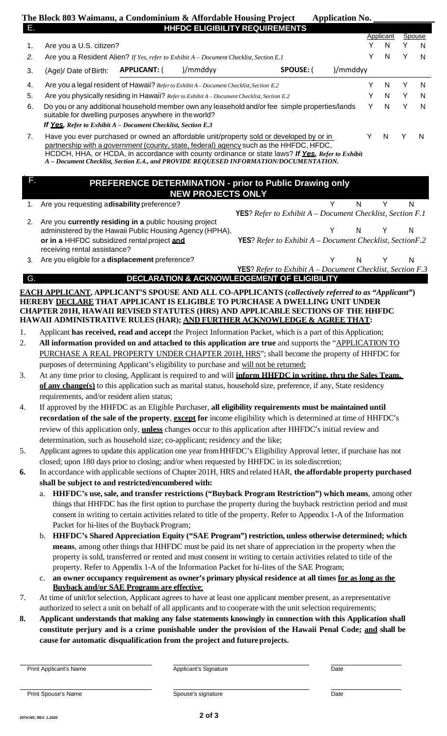**The Block 803 Waimanu, a Condominium & Affordable Housing Project** **Application No. \_\_\_\_\_\_\_\_\_\_\_\_**

## E. HHFDC ELIGIBILITY REQUIREMENTS

| | | Applicant | | Spouse | |
|---|---|---|---|---|---|
| 1. | Are you a U.S. citizen? | Y | N | Y | N |
| 2. | Are you a Resident Alien? *If Yes, refer to Exhibit A – Document Checklist, Section E.1* | Y | N | Y | N |
| 3. | (Age)/ Date of Birth: **APPLICANT:** ( )/mmddyy **SPOUSE:** ( )/mmddyy | | | | |
| 4. | Are you a legal resident of Hawaii? *Refer to Exhibit A – Document Checklist, Section E.2* | Y | N | Y | N |
| 5. | Are you physically residing in Hawaii? *Refer to Exhibit A – Document Checklist, Section E.2* | Y | N | Y | N |
| 6. | Do you or any additional household member own any leasehold and/or fee simple properties/lands suitable for dwelling purposes anywhere in the world? ***If Yes, Refer to Exhibit A – Document Checklist, Section E.3*** | Y | N | Y | N |
| 7. | Have you ever purchased or owned an affordable unit/property sold or developed by or in partnership with a *government* (county, state, federal) agency such as the HHFDC, HFDC, HCDCH, HHA, or HCDA, in accordance with county ordinance or state laws? ***If Yes, Refer to Exhibit A – Document Checklist, Section E.4., and PROVIDE REQUESED INFORMATION/DOCUMENTATION.*** | Y | N | Y | N |

## F. PREFERENCE DETERMINATION - prior to Public Drawing only NEW PROJECTS ONLY

| | | Applicant | | Spouse | |
|---|---|---|---|---|---|
| 1. | Are you requesting a **disability** preference? **YES**? *Refer to Exhibit A – Document Checklist, Section F.1* | Y | N | Y | N |
| 2. | Are you **currently residing in a** public housing project administered by the Hawaii Public Housing Agency (HPHA), **or in a** HHFDC subsidized rental project **and** receiving rental assistance? **YES**? *Refer to Exhibit A – Document Checklist, SectionF.2* | Y | N | Y | N |
| 3. | Are you eligible for a **displacement** preference? **YES**? *Refer to Exhibit A – Document Checklist, Section F.3* | Y | N | Y | N |

## G. DECLARATION & ACKNOWLEDGEMENT OF ELIGIBILITY

**EACH APPLICANT, APPLICANT'S SPOUSE AND ALL CO-APPLICANTS (*collectively referred to as "Applicant"*) HEREBY DECLARE THAT APPLICANT IS ELIGIBLE TO PURCHASE A DWELLING UNIT UNDER CHAPTER 201H, HAWAII REVISED STATUTES (HRS) AND APPLICABLE SECTIONS OF THE HHFDC HAWAII ADMINISTRATIVE RULES (HAR); AND FURTHER ACKNOWLEDGE & AGREE THAT:**

1. Applicant **has received, read and accept** the Project Information Packet, which is a part of this Application;
2. **All information provided on and attached to this application are true** and supports the "APPLICATION TO PURCHASE A REAL PROPERTY UNDER CHAPTER 201H, HRS"; shall become the property of HHFDC for purposes of determining Applicant's eligibility to purchase and will not be returned;
3. At any time prior to closing, Applicant is required to and will **inform HHFDC in writing, thru the Sales Team, of any change(s)** to this application such as marital status, household size, preference, if any, State residency requirements, and/or resident alien status;
4. If approved by the HHFDC as an Eligible Purchaser, **all eligibility requirements must be maintained until recordation of the sale of the property**, **except** for income eligibility which is determined at time of HHFDC's review of this application only, **unless** changes occur to this application after HHFDC's initial review and determination, such as household size; co-applicant; residency and the like;
5. Applicant agrees to update this application one year from HHFDC's Eligibility Approval letter, if purchase has not closed; upon 180 days prior to closing; and/or when requested by HHFDC in its sole discretion;
6. **In accordance with applicable sections of Chapter 201H, HRS and related HAR, the affordable property purchased shall be subject to and restricted/encumbered with:**
   a. **HHFDC's use, sale, and transfer restrictions ("Buyback Program Restriction") which means**, among other things that HHFDC has the first option to purchase the property during the buyback restriction period and must consent in writing to certain activities related to title of the property. Refer to Appendix 1-A of the Information Packet for hi-lites of the Buyback Program;
   b. **HHFDC's Shared Appreciation Equity ("SAE Program") restriction, unless otherwise determined; which means**, among other things that HHFDC must be paid its net share of appreciation in the property when the property is sold, transferred or rented and must consent in writing to certain activities related to title of the property. Refer to Appendix 1-A of the Information Packet for hi-lites of the SAE Program;
   c. **an owner occupancy requirement as owner's primary physical residence at all times for as long as the Buyback and/or SAE Programs are effective**;
7. At time of unit/lot selection, Applicant agrees to have at least one applicant member present, as a representative authorized to select a unit on behalf of all applicants and to cooperate with the unit selection requirements;
8. **Applicant understands that making any false statements knowingly in connection with this Application shall constitute perjury and is a crime punishable under the provision of the Hawaii Penal Code; and shall be cause for automatic disqualification from the project and future projects.**

\_\_\_\_\_\_\_\_\_\_\_\_\_\_\_\_\_\_\_\_ \_\_\_\_\_\_\_\_\_\_\_\_\_\_\_\_\_\_\_\_ \_\_\_\_\_\_\_\_\_\_
Print Applicant's Name Applicant's Signature Date

\_\_\_\_\_\_\_\_\_\_\_\_\_\_\_\_\_\_\_\_ \_\_\_\_\_\_\_\_\_\_\_\_\_\_\_\_\_\_\_\_ \_\_\_\_\_\_\_\_\_\_
Print Spouse's Name Spouse's signature Date

207H.NS; REV. 1.2020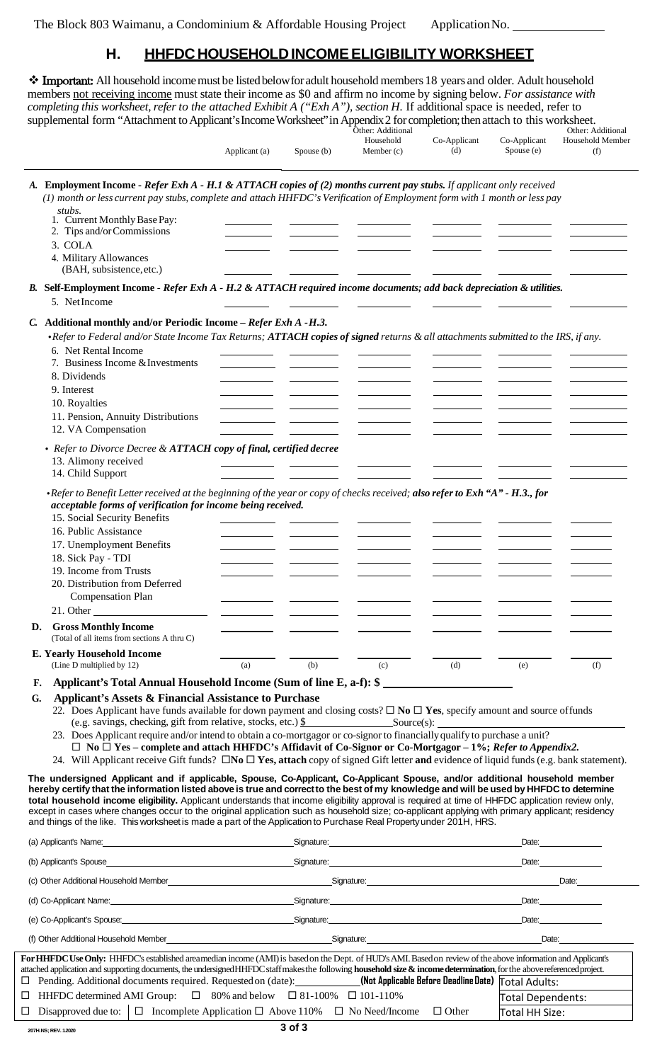The Block 803 Waimanu, a Condominium & Affordable Housing Project Application No. ____________

## H. HHFDC HOUSEHOLD INCOME ELIGIBILITY WORKSHEET

❖ **Important:** All household income must be listed below for adult household members 18 years and older. Adult household members not receiving income must state their income as $0 and affirm no income by signing below. *For assistance with completing this worksheet, refer to the attached Exhibit A ("Exh A"), section H.* If additional space is needed, refer to supplemental form "Attachment to Applicant's Income Worksheet" in Appendix 2 for completion; then attach to this worksheet.

| | Applicant (a) | Spouse (b) | Other: Additional Household Member (c) | Co-Applicant (d) | Co-Applicant Spouse (e) | Other: Additional Household Member (f) |
|---|---|---|---|---|---|---|
| **A. Employment Income** - *Refer Exh A - H.1 & ATTACH copies of (2) months current pay stubs. If applicant only received (1) month or less current pay stubs, complete and attach HHFDC's Verification of Employment form with 1 month or less pay stubs.* | | | | | | |
| 1. Current Monthly Base Pay: | | | | | | |
| 2. Tips and/or Commissions | | | | | | |
| 3. COLA | | | | | | |
| 4. Military Allowances (BAH, subsistence, etc.) | | | | | | |
| **B. Self-Employment Income** - *Refer Exh A - H.2 & ATTACH required income documents; add back depreciation & utilities.* | | | | | | |
| 5. Net Income | | | | | | |
| **C. Additional monthly and/or Periodic Income** – *Refer Exh A - H.3.* | | | | | | |
| •*Refer to Federal and/or State Income Tax Returns; **ATTACH copies of signed** returns & all attachments submitted to the IRS, if any.* | | | | | | |
| 6. Net Rental Income | | | | | | |
| 7. Business Income & Investments | | | | | | |
| 8. Dividends | | | | | | |
| 9. Interest | | | | | | |
| 10. Royalties | | | | | | |
| 11. Pension, Annuity Distributions | | | | | | |
| 12. VA Compensation | | | | | | |
| • *Refer to Divorce Decree & **ATTACH copy of final, certified decree*** | | | | | | |
| 13. Alimony received | | | | | | |
| 14. Child Support | | | | | | |
| •*Refer to Benefit Letter received at the beginning of the year or copy of checks received; **also refer to Exh "A" - H.3., for acceptable forms of verification for income being received.*** | | | | | | |
| 15. Social Security Benefits | | | | | | |
| 16. Public Assistance | | | | | | |
| 17. Unemployment Benefits | | | | | | |
| 18. Sick Pay - TDI | | | | | | |
| 19. Income from Trusts | | | | | | |
| 20. Distribution from Deferred Compensation Plan | | | | | | |
| 21. Other ____________ | | | | | | |
| **D. Gross Monthly Income** (Total of all items from sections A thru C) | | | | | | |
| **E. Yearly Household Income** (Line D multiplied by 12) | (a) | (b) | (c) | (d) | (e) | (f) |

**F. Applicant's Total Annual Household Income (Sum of line E, a-f): $** ____________

**G. Applicant's Assets & Financial Assistance to Purchase**

22. Does Applicant have funds available for down payment and closing costs? ☐ **No** ☐ **Yes**, specify amount and source of funds (e.g. savings, checking, gift from relative, stocks, etc.) $________ Source(s): ____________
23. Does Applicant require and/or intend to obtain a co-mortgagor or co-signor to financially qualify to purchase a unit?
    ☐ **No** ☐ **Yes – complete and attach HHFDC's Affidavit of Co-Signor or Co-Mortgagor – 1%; *Refer to Appendix2.***
24. Will Applicant receive Gift funds? ☐**No** ☐ **Yes, attach** copy of signed Gift letter **and** evidence of liquid funds (e.g. bank statement).

**The undersigned Applicant and if applicable, Spouse, Co-Applicant, Co-Applicant Spouse, and/or additional household member hereby certify that the information listed above is true and correct to the best of my knowledge and will be used by HHFDC to determine total household income eligibility.** Applicant understands that income eligibility approval is required at time of HHFDC application review only, except in cases where changes occur to the original application such as household size; co-applicant applying with primary applicant; residency and things of the like. This worksheet is made a part of the Application to Purchase Real Property under 201H, HRS.

(a) Applicant's Name: ____________ Signature: ____________ Date: ________

(b) Applicant's Spouse ____________ Signature: ____________ Date: ________

(c) Other Additional Household Member ____________ Signature: ____________ Date: ________

(d) Co-Applicant Name: ____________ Signature: ____________ Date: ________

(e) Co-Applicant's Spouse: ____________ Signature: ____________ Date: ________

(f) Other Additional Household Member ____________ Signature: ____________ Date: ________

**For HHFDC Use Only:** HHFDC's established area median income (AMI) is based on the Dept. of HUD's AMI. Based on review of the above information and Applicant's attached application and supporting documents, the undersigned HHFDC staff makes the following **household size & income determination**, for the above referenced project.

☐ Pending. Additional documents required. Requested on (date): ________ **(Not Applicable Before Deadline Date)** Total Adults:

☐ HHFDC determined AMI Group: ☐ 80% and below ☐ 81-100% ☐ 101-110% Total Dependents:

☐ Disapproved due to: ☐ Incomplete Application ☐ Above 110% ☐ No Need/Income ☐ Other Total HH Size:

207H.NS; REV. 1.2020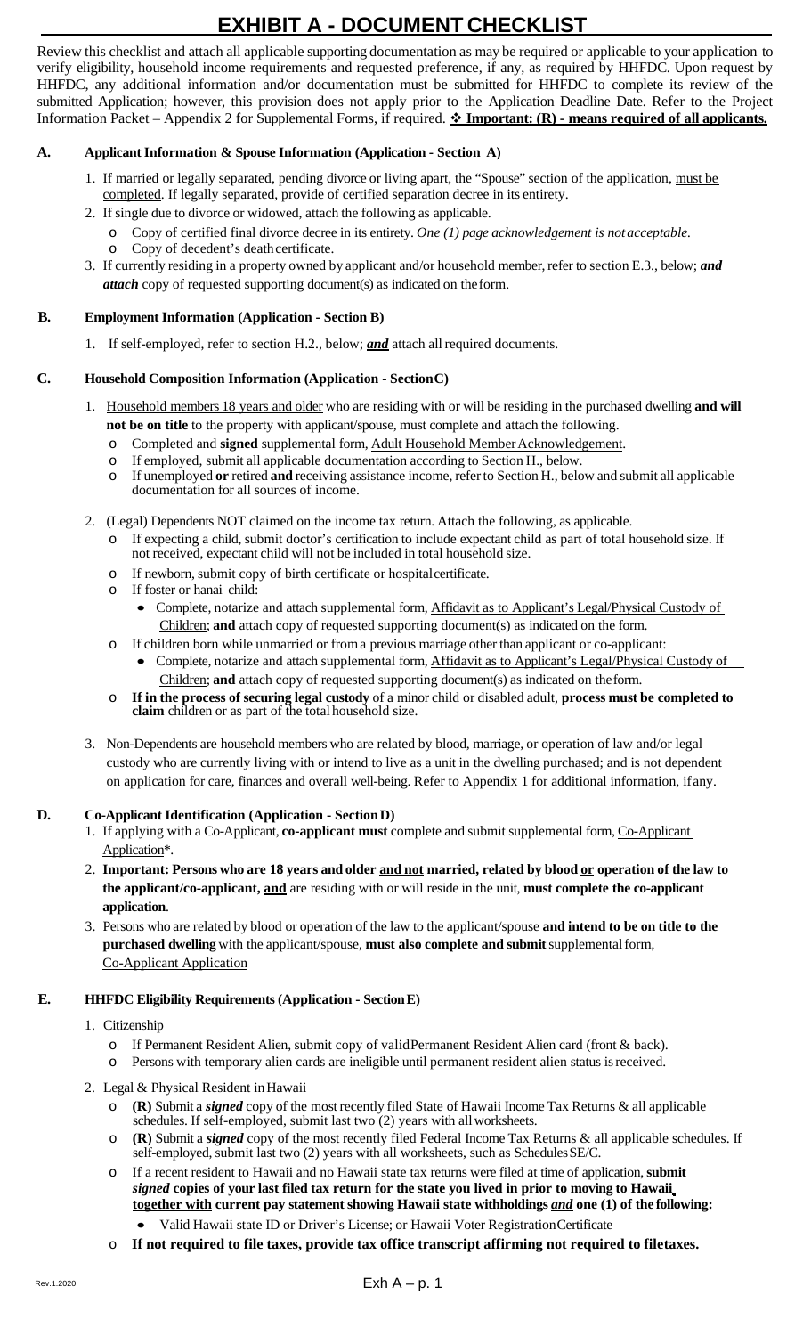# EXHIBIT A - DOCUMENT CHECKLIST

Review this checklist and attach all applicable supporting documentation as may be required or applicable to your application to verify eligibility, household income requirements and requested preference, if any, as required by HHFDC. Upon request by HHFDC, any additional information and/or documentation must be submitted for HHFDC to complete its review of the submitted Application; however, this provision does not apply prior to the Application Deadline Date. Refer to the Project Information Packet – Appendix 2 for Supplemental Forms, if required. ❖ **Important: (R) - means required of all applicants.**

## A. Applicant Information & Spouse Information (Application - Section A)

1. If married or legally separated, pending divorce or living apart, the "Spouse" section of the application, must be completed. If legally separated, provide of certified separation decree in its entirety.
2. If single due to divorce or widowed, attach the following as applicable.
   - Copy of certified final divorce decree in its entirety. *One (1) page acknowledgement is not acceptable.*
   - Copy of decedent's death certificate.
3. If currently residing in a property owned by applicant and/or household member, refer to section E.3., below; ***and attach*** copy of requested supporting document(s) as indicated on the form.

## B. Employment Information (Application - Section B)

1. If self-employed, refer to section H.2., below; ***and*** attach all required documents.

## C. Household Composition Information (Application - Section C)

1. Household members 18 years and older who are residing with or will be residing in the purchased dwelling **and will not be on title** to the property with applicant/spouse, must complete and attach the following.
   - Completed and **signed** supplemental form, Adult Household Member Acknowledgement.
   - If employed, submit all applicable documentation according to Section H., below.
   - If unemployed **or** retired **and** receiving assistance income, refer to Section H., below and submit all applicable documentation for all sources of income.
2. (Legal) Dependents NOT claimed on the income tax return. Attach the following, as applicable.
   - If expecting a child, submit doctor's certification to include expectant child as part of total household size. If not received, expectant child will not be included in total household size.
   - If newborn, submit copy of birth certificate or hospital certificate.
   - If foster or hanai child:
     - Complete, notarize and attach supplemental form, Affidavit as to Applicant's Legal/Physical Custody of Children; **and** attach copy of requested supporting document(s) as indicated on the form.
   - If children born while unmarried or from a previous marriage other than applicant or co-applicant:
     - Complete, notarize and attach supplemental form, Affidavit as to Applicant's Legal/Physical Custody of Children; **and** attach copy of requested supporting document(s) as indicated on the form.
   - **If in the process of securing legal custody** of a minor child or disabled adult, **process must be completed to claim** children or as part of the total household size.
3. Non-Dependents are household members who are related by blood, marriage, or operation of law and/or legal custody who are currently living with or intend to live as a unit in the dwelling purchased; and is not dependent on application for care, finances and overall well-being. Refer to Appendix 1 for additional information, if any.

## D. Co-Applicant Identification (Application - Section D)

1. If applying with a Co-Applicant, **co-applicant must** complete and submit supplemental form, Co-Applicant Application*.
2. **Important: Persons who are 18 years and older and not married, related by blood or operation of the law to the applicant/co-applicant, and are residing with or will reside in the unit, must complete the co-applicant application**.
3. Persons who are related by blood or operation of the law to the applicant/spouse **and intend to be on title to the purchased dwelling** with the applicant/spouse, **must also complete and submit** supplemental form, Co-Applicant Application

## E. HHFDC Eligibility Requirements (Application - Section E)

1. Citizenship
   - If Permanent Resident Alien, submit copy of valid Permanent Resident Alien card (front & back).
   - Persons with temporary alien cards are ineligible until permanent resident alien status is received.
2. Legal & Physical Resident in Hawaii
   - **(R)** Submit a ***signed*** copy of the most recently filed State of Hawaii Income Tax Returns & all applicable schedules. If self-employed, submit last two (2) years with all worksheets.
   - **(R)** Submit a ***signed*** copy of the most recently filed Federal Income Tax Returns & all applicable schedules. If self-employed, submit last two (2) years with all worksheets, such as Schedules SE/C.
   - If a recent resident to Hawaii and no Hawaii state tax returns were filed at time of application, **submit *signed* copies of your last filed tax return for the state you lived in prior to moving to Hawaii together with current pay statement showing Hawaii state withholdings *and* one (1) of the following:**
     - Valid Hawaii state ID or Driver's License; or Hawaii Voter Registration Certificate
   - **If not required to file taxes, provide tax office transcript affirming not required to file taxes.**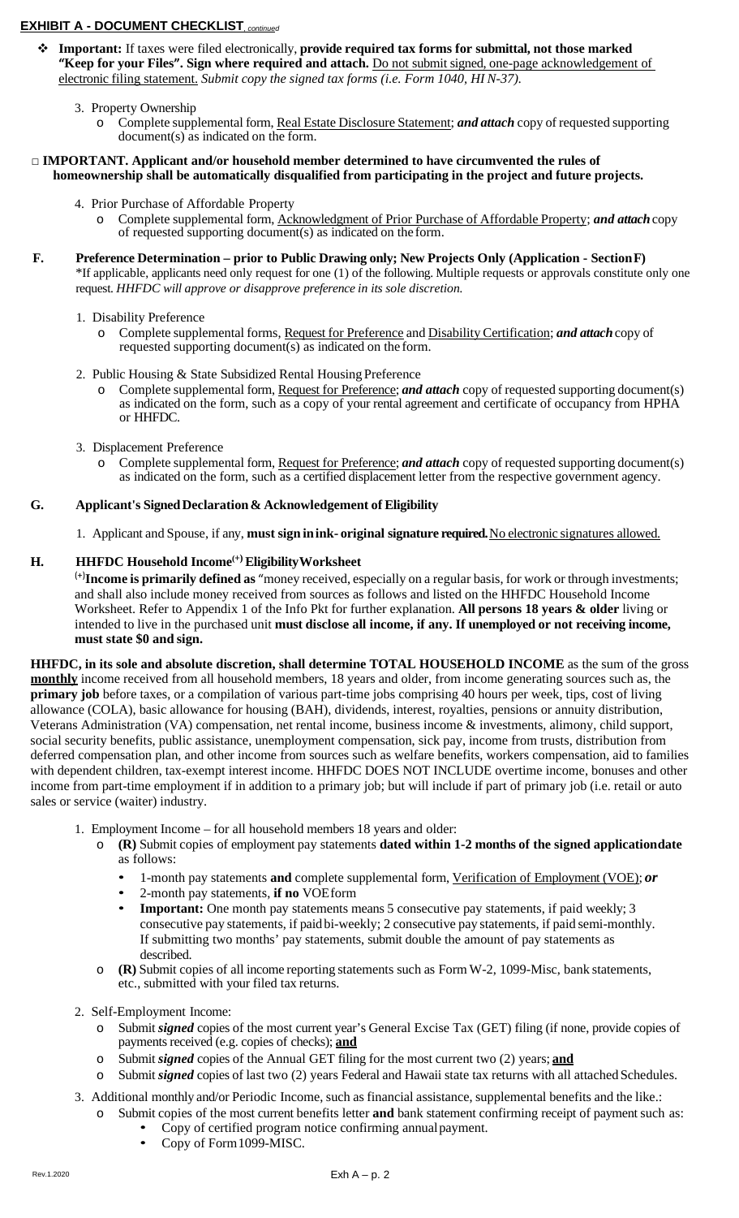## EXHIBIT A - DOCUMENT CHECKLIST, *continued*

- **Important:** If taxes were filed electronically, **provide required tax forms for submittal, not those marked "Keep for your Files". Sign where required and attach.** Do not submit signed, one-page acknowledgement of electronic filing statement. *Submit copy the signed tax forms (i.e. Form 1040, HI N-37).*

3. Property Ownership
   - Complete supplemental form, Real Estate Disclosure Statement; ***and attach*** copy of requested supporting document(s) as indicated on the form.

□ **IMPORTANT. Applicant and/or household member determined to have circumvented the rules of homeownership shall be automatically disqualified from participating in the project and future projects.**

4. Prior Purchase of Affordable Property
   - Complete supplemental form, Acknowledgment of Prior Purchase of Affordable Property; ***and attach*** copy of requested supporting document(s) as indicated on the form.

**F. Preference Determination – prior to Public Drawing only; New Projects Only (Application - Section F)**

\*If applicable, applicants need only request for one (1) of the following. Multiple requests or approvals constitute only one request. *HHFDC will approve or disapprove preference in its sole discretion.*

1. Disability Preference
   - Complete supplemental forms, Request for Preference and Disability Certification; ***and attach*** copy of requested supporting document(s) as indicated on the form.
2. Public Housing & State Subsidized Rental Housing Preference
   - Complete supplemental form, Request for Preference; ***and attach*** copy of requested supporting document(s) as indicated on the form, such as a copy of your rental agreement and certificate of occupancy from HPHA or HHFDC.
3. Displacement Preference
   - Complete supplemental form, Request for Preference; ***and attach*** copy of requested supporting document(s) as indicated on the form, such as a certified displacement letter from the respective government agency.

**G. Applicant's Signed Declaration & Acknowledgement of Eligibility**

1. Applicant and Spouse, if any, **must sign in ink- original signature required.** No electronic signatures allowed.

**H. HHFDC Household Income(+) Eligibility Worksheet**

(+)**Income is primarily defined as** "money received, especially on a regular basis, for work or through investments; and shall also include money received from sources as follows and listed on the HHFDC Household Income Worksheet. Refer to Appendix 1 of the Info Pkt for further explanation. **All persons 18 years & older** living or intended to live in the purchased unit **must disclose all income, if any. If unemployed or not receiving income, must state $0 and sign.**

**HHFDC, in its sole and absolute discretion, shall determine TOTAL HOUSEHOLD INCOME** as the sum of the gross **monthly** income received from all household members, 18 years and older, from income generating sources such as, the **primary job** before taxes, or a compilation of various part-time jobs comprising 40 hours per week, tips, cost of living allowance (COLA), basic allowance for housing (BAH), dividends, interest, royalties, pensions or annuity distribution, Veterans Administration (VA) compensation, net rental income, business income & investments, alimony, child support, social security benefits, public assistance, unemployment compensation, sick pay, income from trusts, distribution from deferred compensation plan, and other income from sources such as welfare benefits, workers compensation, aid to families with dependent children, tax-exempt interest income. HHFDC DOES NOT INCLUDE overtime income, bonuses and other income from part-time employment if in addition to a primary job; but will include if part of primary job (i.e. retail or auto sales or service (waiter) industry.

1. Employment Income – for all household members 18 years and older:
   - **(R)** Submit copies of employment pay statements **dated within 1-2 months of the signed application date** as follows:
     - 1-month pay statements **and** complete supplemental form, Verification of Employment (VOE); ***or***
     - 2-month pay statements, **if no** VOE form
     - **Important:** One month pay statements means 5 consecutive pay statements, if paid weekly; 3 consecutive pay statements, if paid bi-weekly; 2 consecutive pay statements, if paid semi-monthly. If submitting two months' pay statements, submit double the amount of pay statements as described.
   - **(R)** Submit copies of all income reporting statements such as Form W-2, 1099-Misc, bank statements, etc., submitted with your filed tax returns.
2. Self-Employment Income:
   - Submit ***signed*** copies of the most current year's General Excise Tax (GET) filing (if none, provide copies of payments received (e.g. copies of checks); **and**
   - Submit ***signed*** copies of the Annual GET filing for the most current two (2) years; **and**
   - Submit ***signed*** copies of last two (2) years Federal and Hawaii state tax returns with all attached Schedules.
3. Additional monthly and/or Periodic Income, such as financial assistance, supplemental benefits and the like.:
   - Submit copies of the most current benefits letter **and** bank statement confirming receipt of payment such as:
     - Copy of certified program notice confirming annual payment.
     - Copy of Form 1099-MISC.